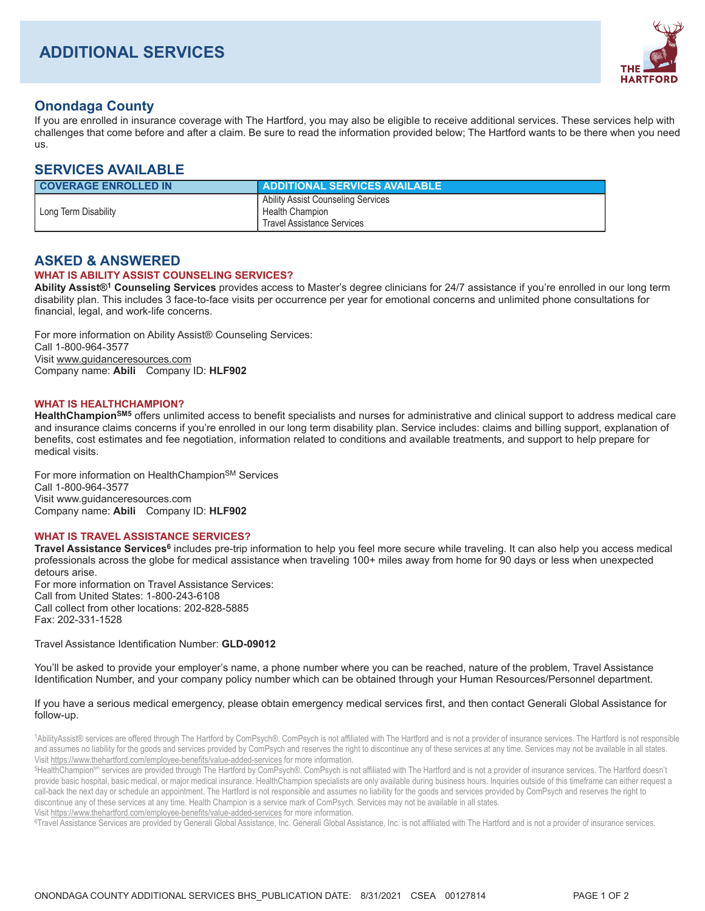# ADDITIONAL SERVICES

## Onondaga County

If you are enrolled in insurance coverage with The Hartford, you may also be eligible to receive additional services. These services help with challenges that come before and after a claim. Be sure to read the information provided below; The Hartford wants to be there when you need us.

## SERVICES AVAILABLE

| COVERAGE ENROLLED IN | ADDITIONAL SERVICES AVAILABLE |
|---|---|
| Long Term Disability | Ability Assist Counseling Services<br>Health Champion<br>Travel Assistance Services |

## ASKED & ANSWERED

### WHAT IS ABILITY ASSIST COUNSELING SERVICES?

**Ability Assist®[1] Counseling Services** provides access to Master's degree clinicians for 24/7 assistance if you're enrolled in our long term disability plan. This includes 3 face-to-face visits per occurrence per year for emotional concerns and unlimited phone consultations for financial, legal, and work-life concerns.

For more information on Ability Assist® Counseling Services:
Call 1-800-964-3577
Visit www.guidanceresources.com
Company name: **Abili** Company ID: **HLF902**

### WHAT IS HEALTHCHAMPION?

**HealthChampion[SM5]** offers unlimited access to benefit specialists and nurses for administrative and clinical support to address medical care and insurance claims concerns if you're enrolled in our long term disability plan. Service includes: claims and billing support, explanation of benefits, cost estimates and fee negotiation, information related to conditions and available treatments, and support to help prepare for medical visits.

For more information on HealthChampion[SM] Services
Call 1-800-964-3577
Visit www.guidanceresources.com
Company name: **Abili** Company ID: **HLF902**

### WHAT IS TRAVEL ASSISTANCE SERVICES?

**Travel Assistance Services[6]** includes pre-trip information to help you feel more secure while traveling. It can also help you access medical professionals across the globe for medical assistance when traveling 100+ miles away from home for 90 days or less when unexpected detours arise.
For more information on Travel Assistance Services:
Call from United States: 1-800-243-6108
Call collect from other locations: 202-828-5885
Fax: 202-331-1528

Travel Assistance Identification Number: **GLD-09012**

You'll be asked to provide your employer's name, a phone number where you can be reached, nature of the problem, Travel Assistance Identification Number, and your company policy number which can be obtained through your Human Resources/Personnel department.

If you have a serious medical emergency, please obtain emergency medical services first, and then contact Generali Global Assistance for follow-up.

[1]AbilityAssist® services are offered through The Hartford by ComPsych®. ComPsych is not affiliated with The Hartford and is not a provider of insurance services. The Hartford is not responsible and assumes no liability for the goods and services provided by ComPsych and reserves the right to discontinue any of these services at any time. Services may not be available in all states. Visit https://www.thehartford.com/employee-benefits/value-added-services for more information.

[5]HealthChampion[sm] services are provided through The Hartford by ComPsych®. ComPsych is not affiliated with The Hartford and is not a provider of insurance services. The Hartford doesn't provide basic hospital, basic medical, or major medical insurance. HealthChampion specialists are only available during business hours. Inquiries outside of this timeframe can either request a call-back the next day or schedule an appointment. The Hartford is not responsible and assumes no liability for the goods and services provided by ComPsych and reserves the right to discontinue any of these services at any time. Health Champion is a service mark of ComPsych. Services may not be available in all states.
Visit https://www.thehartford.com/employee-benefits/value-added-services for more information.

[6]Travel Assistance Services are provided by Generali Global Assistance, Inc. Generali Global Assistance, Inc. is not affiliated with The Hartford and is not a provider of insurance services.

ONONDAGA COUNTY ADDITIONAL SERVICES BHS_PUBLICATION DATE: 8/31/2021 CSEA 00127814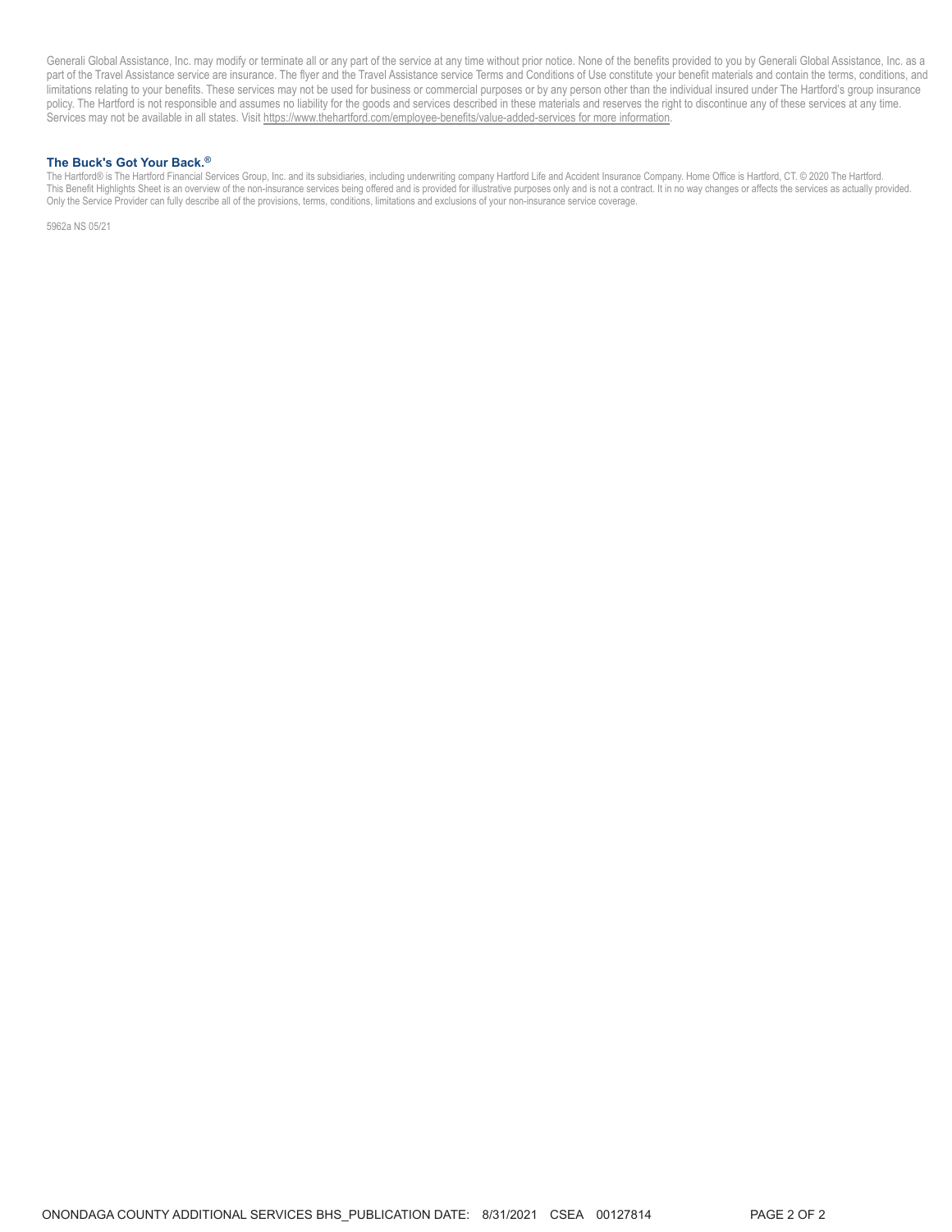Generali Global Assistance, Inc. may modify or terminate all or any part of the service at any time without prior notice. None of the benefits provided to you by Generali Global Assistance, Inc. as a part of the Travel Assistance service are insurance. The flyer and the Travel Assistance service Terms and Conditions of Use constitute your benefit materials and contain the terms, conditions, and limitations relating to your benefits. These services may not be used for business or commercial purposes or by any person other than the individual insured under The Hartford's group insurance policy. The Hartford is not responsible and assumes no liability for the goods and services described in these materials and reserves the right to discontinue any of these services at any time. Services may not be available in all states. Visit https://www.thehartford.com/employee-benefits/value-added-services for more information.

**The Buck's Got Your Back.®**

The Hartford® is The Hartford Financial Services Group, Inc. and its subsidiaries, including underwriting company Hartford Life and Accident Insurance Company. Home Office is Hartford, CT. © 2020 The Hartford. This Benefit Highlights Sheet is an overview of the non-insurance services being offered and is provided for illustrative purposes only and is not a contract. It in no way changes or affects the services as actually provided. Only the Service Provider can fully describe all of the provisions, terms, conditions, limitations and exclusions of your non-insurance service coverage.

5962a NS 05/21

ONONDAGA COUNTY ADDITIONAL SERVICES BHS_PUBLICATION DATE: 8/31/2021 CSEA 00127814